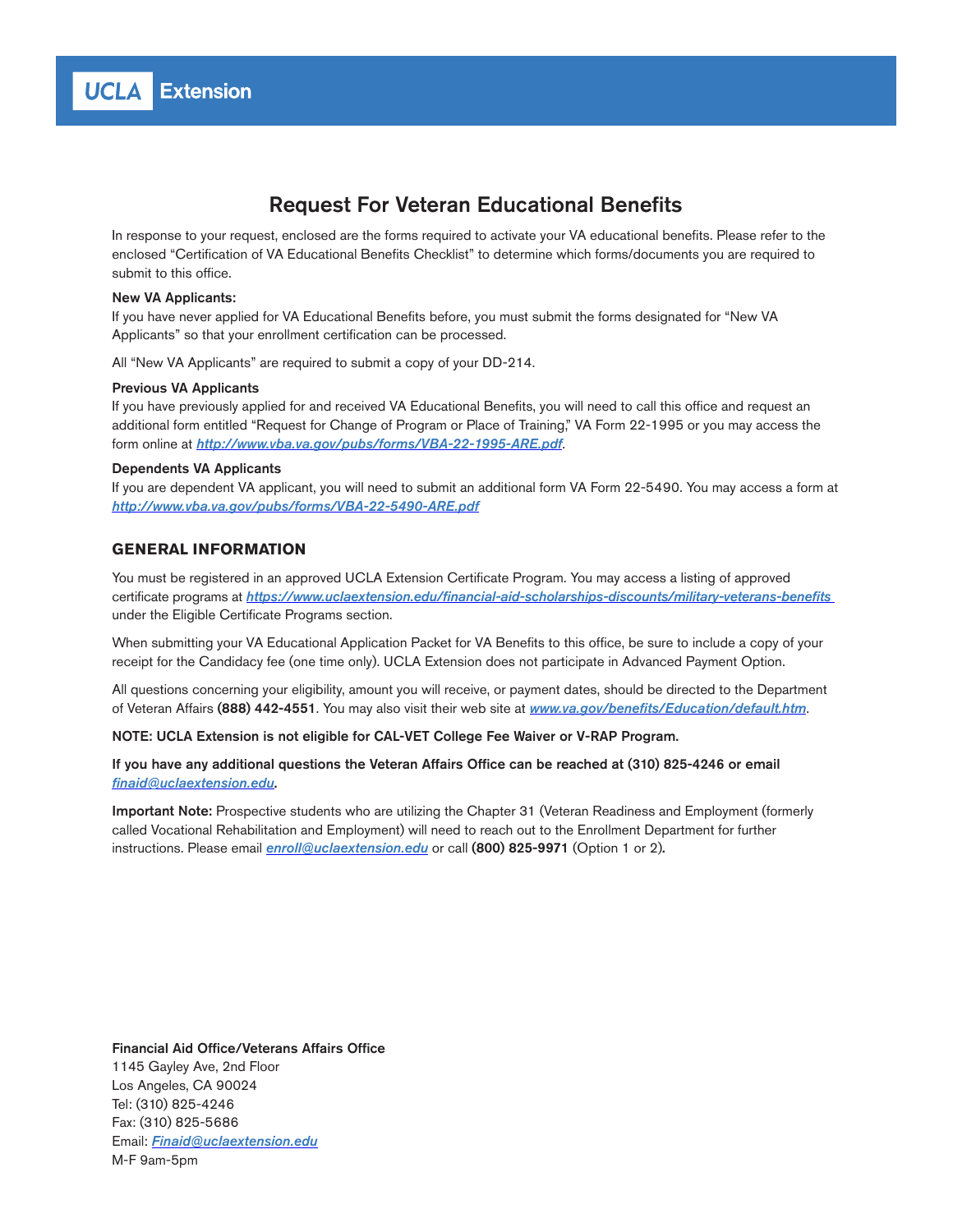UCLA Extension

# Request For Veteran Educational Benefits

In response to your request, enclosed are the forms required to activate your VA educational benefits. Please refer to the enclosed "Certification of VA Educational Benefits Checklist" to determine which forms/documents you are required to submit to this office.

**New VA Applicants:**
If you have never applied for VA Educational Benefits before, you must submit the forms designated for "New VA Applicants" so that your enrollment certification can be processed.

All "New VA Applicants" are required to submit a copy of your DD-214.

**Previous VA Applicants**
If you have previously applied for and received VA Educational Benefits, you will need to call this office and request an additional form entitled "Request for Change of Program or Place of Training," VA Form 22-1995 or you may access the form online at *http://www.vba.va.gov/pubs/forms/VBA-22-1995-ARE.pdf*.

**Dependents VA Applicants**
If you are dependent VA applicant, you will need to submit an additional form VA Form 22-5490. You may access a form at *http://www.vba.va.gov/pubs/forms/VBA-22-5490-ARE.pdf*

## GENERAL INFORMATION

You must be registered in an approved UCLA Extension Certificate Program. You may access a listing of approved certificate programs at *https://www.uclaextension.edu/financial-aid-scholarships-discounts/military-veterans-benefits* under the Eligible Certificate Programs section.

When submitting your VA Educational Application Packet for VA Benefits to this office, be sure to include a copy of your receipt for the Candidacy fee (one time only). UCLA Extension does not participate in Advanced Payment Option.

All questions concerning your eligibility, amount you will receive, or payment dates, should be directed to the Department of Veteran Affairs **(888) 442-4551**. You may also visit their web site at *www.va.gov/benefits/Education/default.htm*.

**NOTE: UCLA Extension is not eligible for CAL-VET College Fee Waiver or V-RAP Program.**

**If you have any additional questions the Veteran Affairs Office can be reached at (310) 825-4246 or email *finaid@uclaextension.edu*.**

**Important Note:** Prospective students who are utilizing the Chapter 31 (Veteran Readiness and Employment (formerly called Vocational Rehabilitation and Employment) will need to reach out to the Enrollment Department for further instructions. Please email *enroll@uclaextension.edu* or call **(800) 825-9971** (Option 1 or 2).

**Financial Aid Office/Veterans Affairs Office**
1145 Gayley Ave, 2nd Floor
Los Angeles, CA 90024
Tel: (310) 825-4246
Fax: (310) 825-5686
Email: *Finaid@uclaextension.edu*
M-F 9am-5pm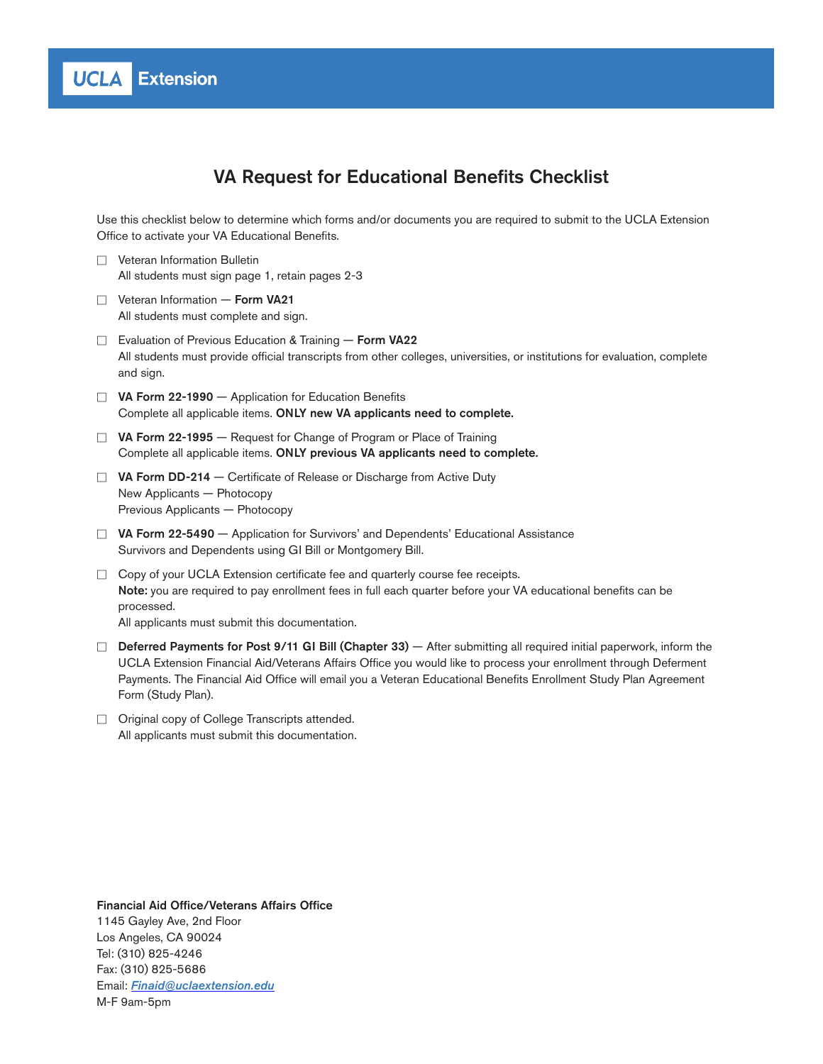**UCLA Extension**

# VA Request for Educational Benefits Checklist

Use this checklist below to determine which forms and/or documents you are required to submit to the UCLA Extension Office to activate your VA Educational Benefits.

- ☐ Veteran Information Bulletin
  All students must sign page 1, retain pages 2-3
- ☐ Veteran Information — **Form VA21**
  All students must complete and sign.
- ☐ Evaluation of Previous Education & Training — **Form VA22**
  All students must provide official transcripts from other colleges, universities, or institutions for evaluation, complete and sign.
- ☐ **VA Form 22-1990** — Application for Education Benefits
  Complete all applicable items. **ONLY new VA applicants need to complete.**
- ☐ **VA Form 22-1995** — Request for Change of Program or Place of Training
  Complete all applicable items. **ONLY previous VA applicants need to complete.**
- ☐ **VA Form DD-214** — Certificate of Release or Discharge from Active Duty
  New Applicants — Photocopy
  Previous Applicants — Photocopy
- ☐ **VA Form 22-5490** — Application for Survivors' and Dependents' Educational Assistance
  Survivors and Dependents using GI Bill or Montgomery Bill.
- ☐ Copy of your UCLA Extension certificate fee and quarterly course fee receipts.
  **Note:** you are required to pay enrollment fees in full each quarter before your VA educational benefits can be processed.
  All applicants must submit this documentation.
- ☐ **Deferred Payments for Post 9/11 GI Bill (Chapter 33)** — After submitting all required initial paperwork, inform the UCLA Extension Financial Aid/Veterans Affairs Office you would like to process your enrollment through Deferment Payments. The Financial Aid Office will email you a Veteran Educational Benefits Enrollment Study Plan Agreement Form (Study Plan).
- ☐ Original copy of College Transcripts attended.
  All applicants must submit this documentation.

**Financial Aid Office/Veterans Affairs Office**
1145 Gayley Ave, 2nd Floor
Los Angeles, CA 90024
Tel: (310) 825-4246
Fax: (310) 825-5686
Email: *Finaid@uclaextension.edu*
M-F 9am-5pm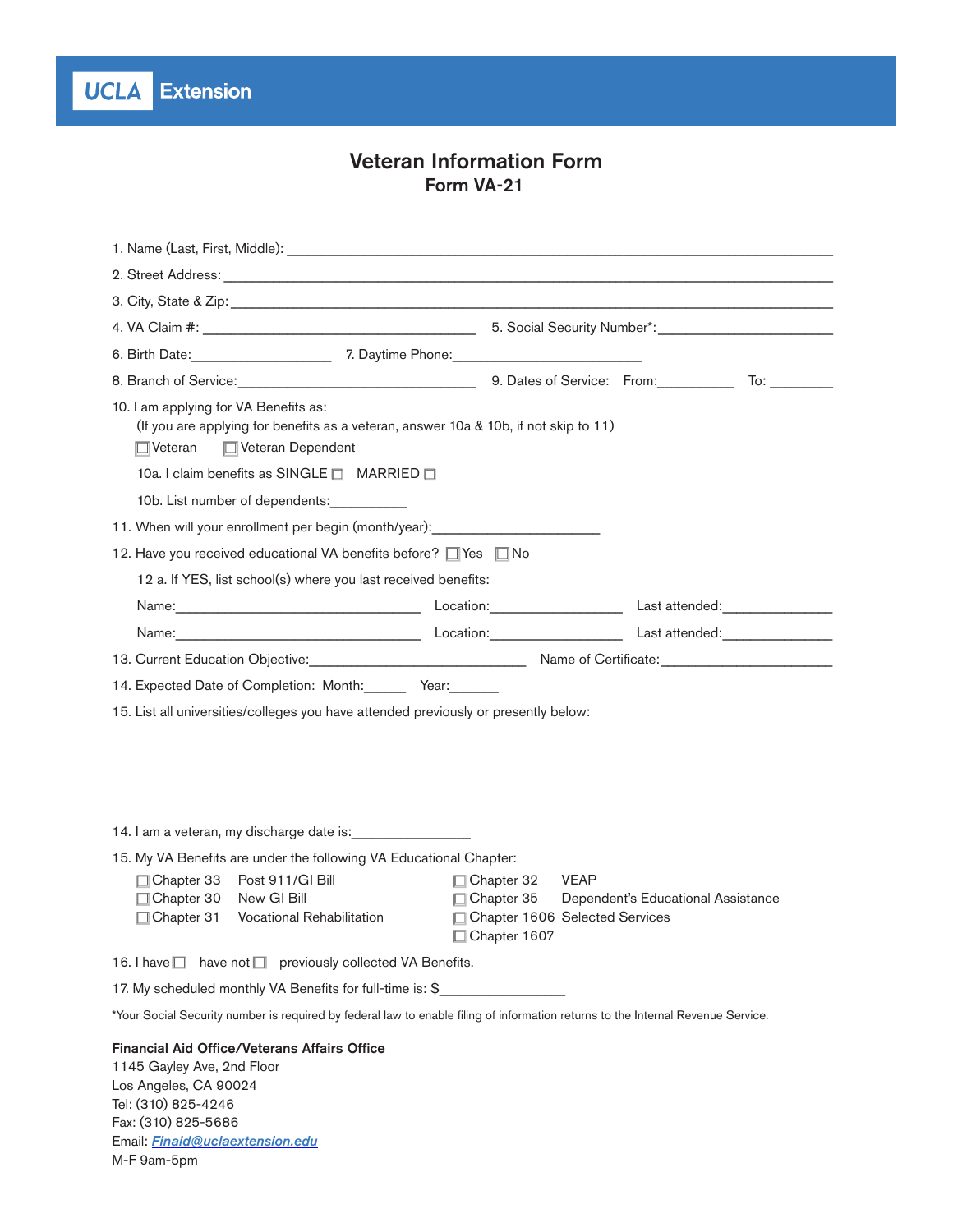UCLA Extension

# Veteran Information Form

## Form VA-21

1. Name (Last, First, Middle): ______________________________________________

2. Street Address: ______________________________________________

3. City, State & Zip: ______________________________________________

4. VA Claim #: ______________________ 5. Social Security Number*: ______________

6. Birth Date: ____________ 7. Daytime Phone: ________________

8. Branch of Service: ____________________ 9. Dates of Service: From: ________ To: ________

10. I am applying for VA Benefits as:
    (If you are applying for benefits as a veteran, answer 10a & 10b, if not skip to 11)
    ☐ Veteran ☐ Veteran Dependent

    10a. I claim benefits as SINGLE ☐ MARRIED ☐

    10b. List number of dependents: ________

11. When will your enrollment per begin (month/year): ________________

12. Have you received educational VA benefits before? ☐ Yes ☐ No

    12 a. If YES, list school(s) where you last received benefits:

    Name: ______________________ Location: ____________ Last attended: __________

    Name: ______________________ Location: ____________ Last attended: __________

13. Current Education Objective: ____________________ Name of Certificate: ________________

14. Expected Date of Completion: Month: ____ Year: _____

15. List all universities/colleges you have attended previously or presently below:

14. I am a veteran, my discharge date is: ____________

15. My VA Benefits are under the following VA Educational Chapter:

☐ Chapter 33 Post 911/GI Bill
☐ Chapter 30 New GI Bill
☐ Chapter 31 Vocational Rehabilitation
☐ Chapter 32 VEAP
☐ Chapter 35 Dependent's Educational Assistance
☐ Chapter 1606 Selected Services
☐ Chapter 1607

16. I have ☐ have not ☐ previously collected VA Benefits.

17. My scheduled monthly VA Benefits for full-time is: $____________

*Your Social Security number is required by federal law to enable filing of information returns to the Internal Revenue Service.

**Financial Aid Office/Veterans Affairs Office**
1145 Gayley Ave, 2nd Floor
Los Angeles, CA 90024
Tel: (310) 825-4246
Fax: (310) 825-5686
Email: *Finaid@uclaextension.edu*
M-F 9am-5pm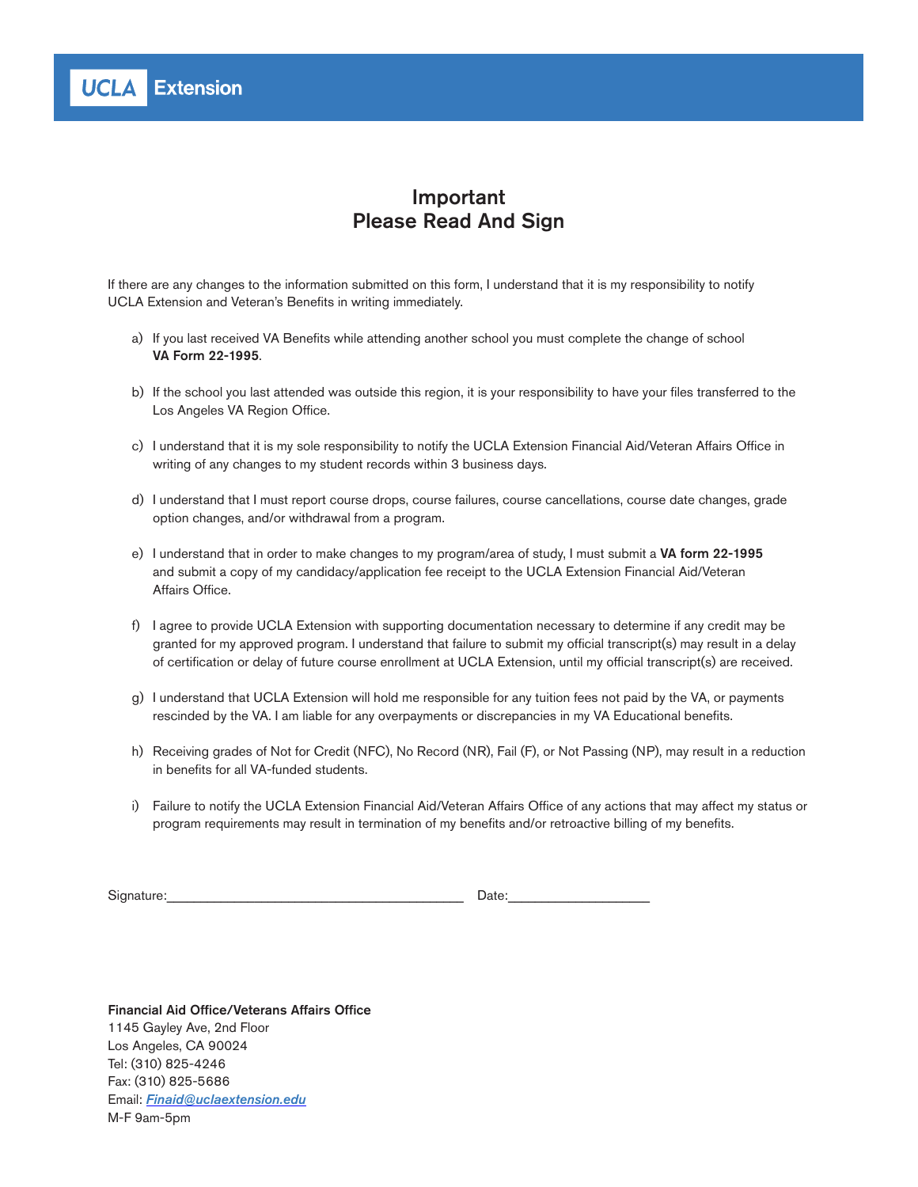UCLA Extension

# Important
# Please Read And Sign

If there are any changes to the information submitted on this form, I understand that it is my responsibility to notify UCLA Extension and Veteran's Benefits in writing immediately.

a) If you last received VA Benefits while attending another school you must complete the change of school **VA Form 22-1995**.

b) If the school you last attended was outside this region, it is your responsibility to have your files transferred to the Los Angeles VA Region Office.

c) I understand that it is my sole responsibility to notify the UCLA Extension Financial Aid/Veteran Affairs Office in writing of any changes to my student records within 3 business days.

d) I understand that I must report course drops, course failures, course cancellations, course date changes, grade option changes, and/or withdrawal from a program.

e) I understand that in order to make changes to my program/area of study, I must submit a **VA form 22-1995** and submit a copy of my candidacy/application fee receipt to the UCLA Extension Financial Aid/Veteran Affairs Office.

f) I agree to provide UCLA Extension with supporting documentation necessary to determine if any credit may be granted for my approved program. I understand that failure to submit my official transcript(s) may result in a delay of certification or delay of future course enrollment at UCLA Extension, until my official transcript(s) are received.

g) I understand that UCLA Extension will hold me responsible for any tuition fees not paid by the VA, or payments rescinded by the VA. I am liable for any overpayments or discrepancies in my VA Educational benefits.

h) Receiving grades of Not for Credit (NFC), No Record (NR), Fail (F), or Not Passing (NP), may result in a reduction in benefits for all VA-funded students.

i) Failure to notify the UCLA Extension Financial Aid/Veteran Affairs Office of any actions that may affect my status or program requirements may result in termination of my benefits and/or retroactive billing of my benefits.

Signature:________________________________________ Date:___________________

**Financial Aid Office/Veterans Affairs Office**
1145 Gayley Ave, 2nd Floor
Los Angeles, CA 90024
Tel: (310) 825-4246
Fax: (310) 825-5686
Email: *Finaid@uclaextension.edu*
M-F 9am-5pm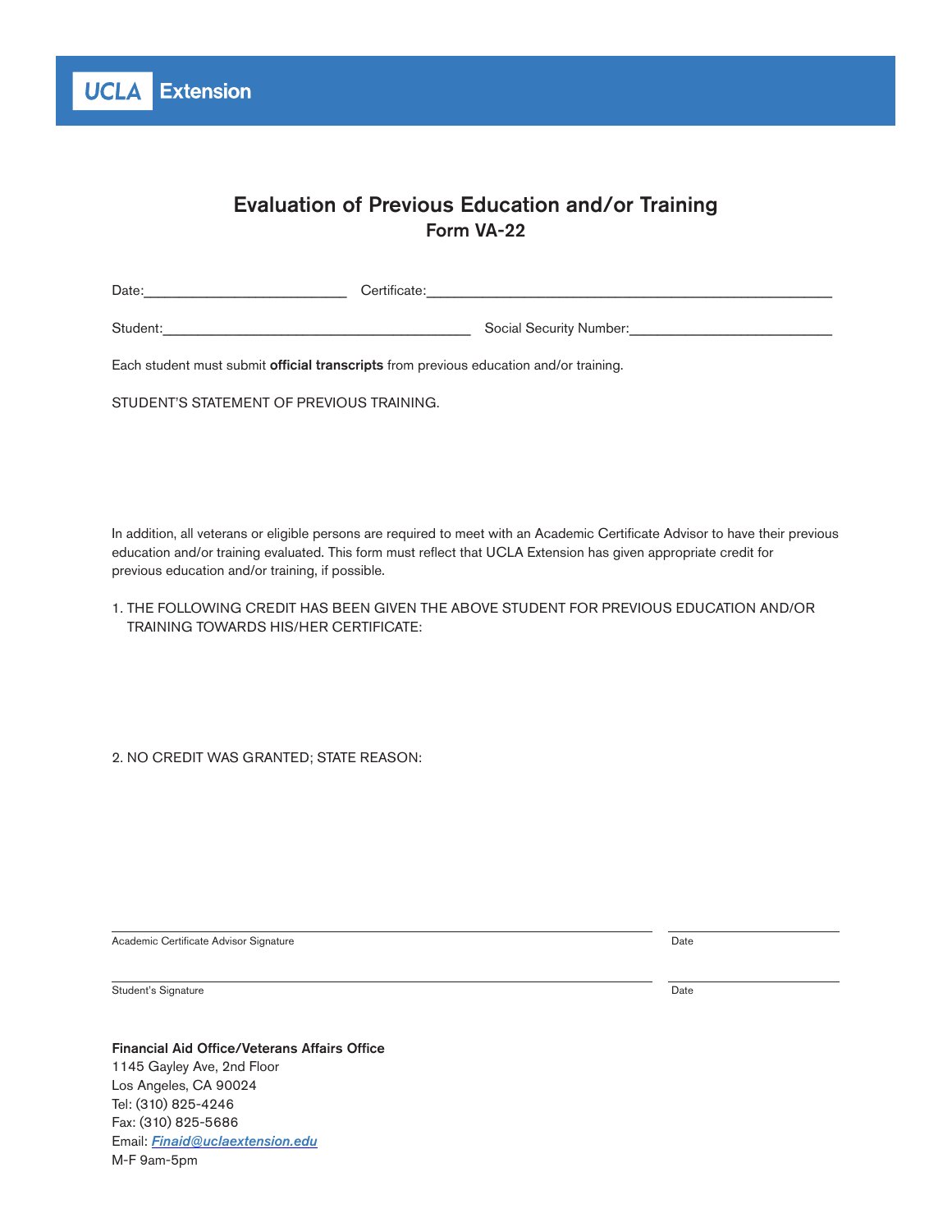UCLA Extension

# Evaluation of Previous Education and/or Training

## Form VA-22

Date:__________________________ Certificate:______________________________________________________

Student:________________________________________ Social Security Number:__________________________

Each student must submit **official transcripts** from previous education and/or training.

STUDENT'S STATEMENT OF PREVIOUS TRAINING.

In addition, all veterans or eligible persons are required to meet with an Academic Certificate Advisor to have their previous education and/or training evaluated. This form must reflect that UCLA Extension has given appropriate credit for previous education and/or training, if possible.

1. THE FOLLOWING CREDIT HAS BEEN GIVEN THE ABOVE STUDENT FOR PREVIOUS EDUCATION AND/OR TRAINING TOWARDS HIS/HER CERTIFICATE:

2. NO CREDIT WAS GRANTED; STATE REASON:

______________________________________________________________________ ____________________

Academic Certificate Advisor Signature Date

______________________________________________________________________ ____________________

Student's Signature Date

**Financial Aid Office/Veterans Affairs Office**
1145 Gayley Ave, 2nd Floor
Los Angeles, CA 90024
Tel: (310) 825-4246
Fax: (310) 825-5686
Email: *Finaid@uclaextension.edu*
M-F 9am-5pm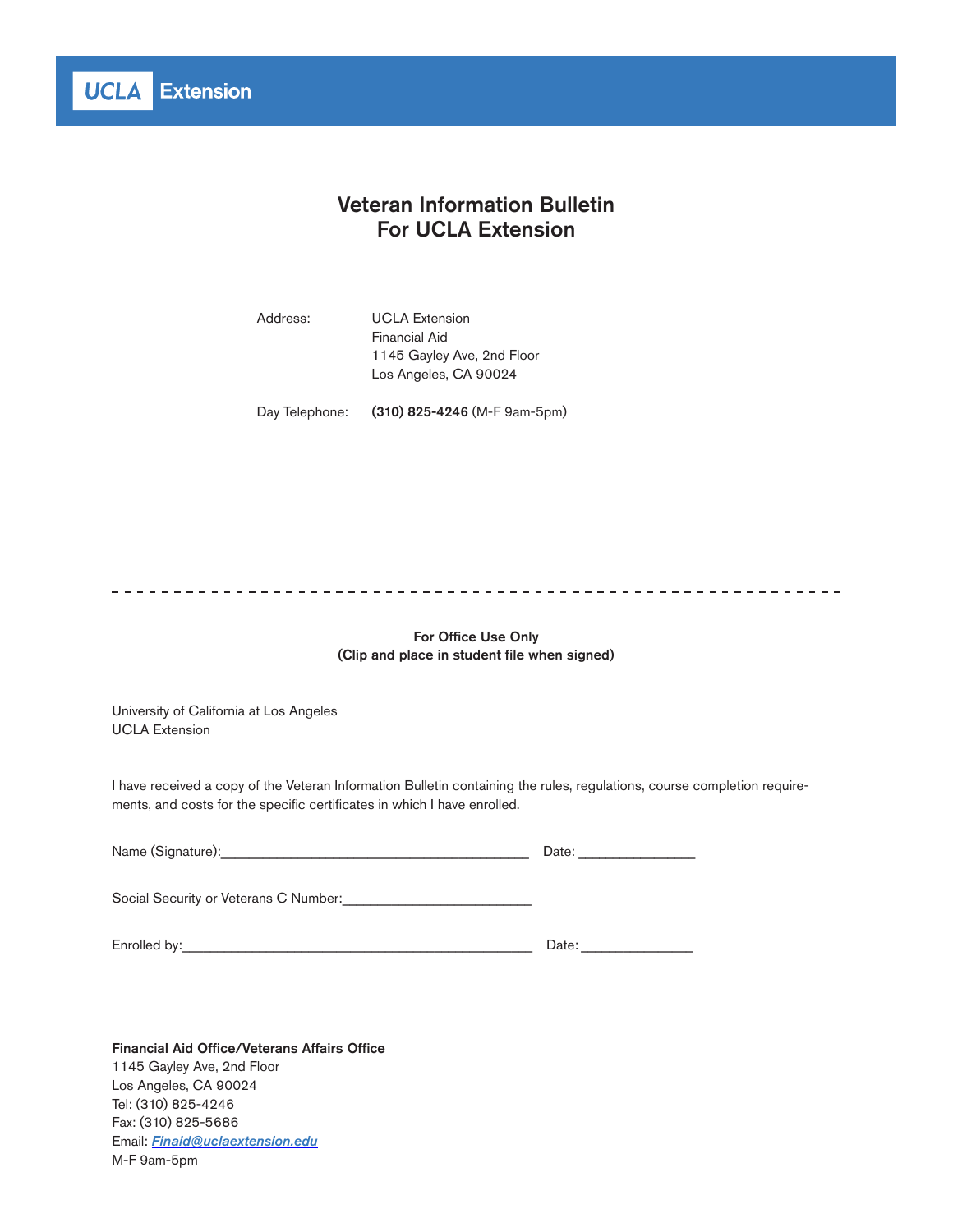UCLA Extension

# Veteran Information Bulletin
# For UCLA Extension

Address: UCLA Extension
Financial Aid
1145 Gayley Ave, 2nd Floor
Los Angeles, CA 90024

Day Telephone: **(310) 825-4246** (M-F 9am-5pm)

---

**For Office Use Only**
**(Clip and place in student file when signed)**

University of California at Los Angeles
UCLA Extension

I have received a copy of the Veteran Information Bulletin containing the rules, regulations, course completion requirements, and costs for the specific certificates in which I have enrolled.

Name (Signature):________________________________________ Date: _______________

Social Security or Veterans C Number:_________________________

Enrolled by:______________________________________________ Date: _______________

**Financial Aid Office/Veterans Affairs Office**
1145 Gayley Ave, 2nd Floor
Los Angeles, CA 90024
Tel: (310) 825-4246
Fax: (310) 825-5686
Email: ***Finaid@uclaextension.edu***
M-F 9am-5pm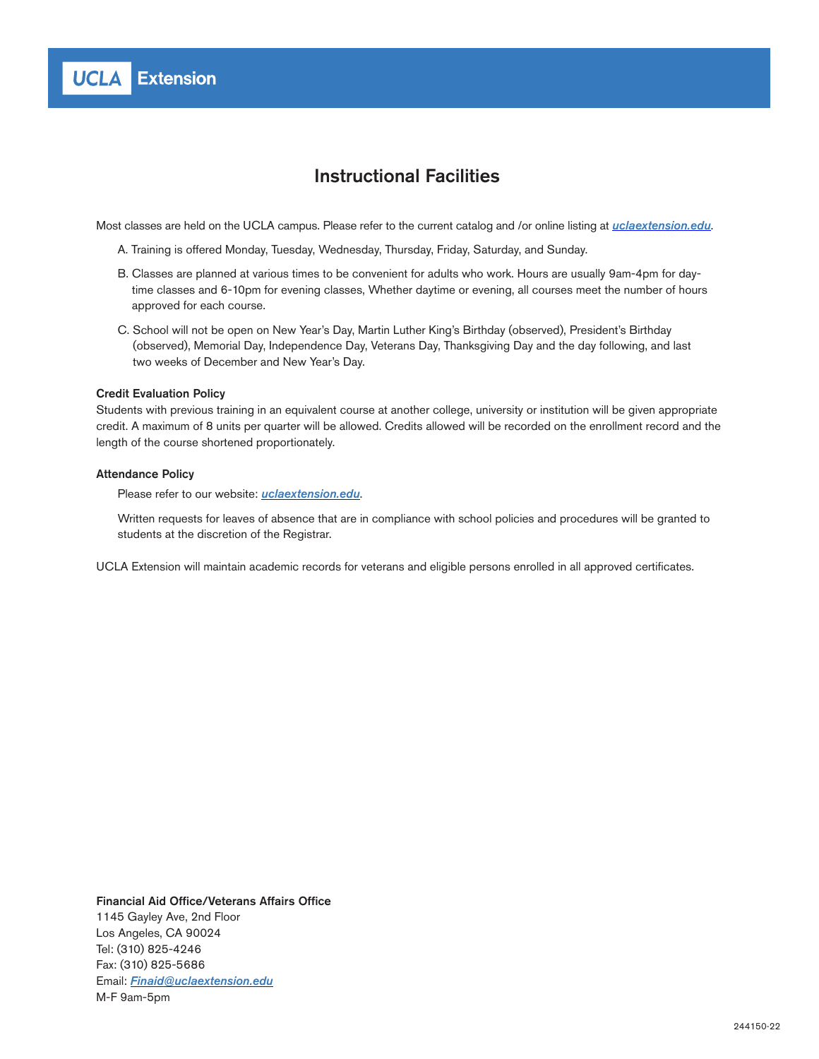UCLA Extension

# Instructional Facilities

Most classes are held on the UCLA campus. Please refer to the current catalog and /or online listing at [uclaextension.edu](uclaextension.edu).

A. Training is offered Monday, Tuesday, Wednesday, Thursday, Friday, Saturday, and Sunday.

B. Classes are planned at various times to be convenient for adults who work. Hours are usually 9am-4pm for day-time classes and 6-10pm for evening classes, Whether daytime or evening, all courses meet the number of hours approved for each course.

C. School will not be open on New Year's Day, Martin Luther King's Birthday (observed), President's Birthday (observed), Memorial Day, Independence Day, Veterans Day, Thanksgiving Day and the day following, and last two weeks of December and New Year's Day.

### Credit Evaluation Policy

Students with previous training in an equivalent course at another college, university or institution will be given appropriate credit. A maximum of 8 units per quarter will be allowed. Credits allowed will be recorded on the enrollment record and the length of the course shortened proportionately.

### Attendance Policy

Please refer to our website: [uclaextension.edu](uclaextension.edu).

Written requests for leaves of absence that are in compliance with school policies and procedures will be granted to students at the discretion of the Registrar.

UCLA Extension will maintain academic records for veterans and eligible persons enrolled in all approved certificates.

**Financial Aid Office/Veterans Affairs Office**
1145 Gayley Ave, 2nd Floor
Los Angeles, CA 90024
Tel: (310) 825-4246
Fax: (310) 825-5686
Email: [Finaid@uclaextension.edu](mailto:Finaid@uclaextension.edu)
M-F 9am-5pm

244150-22